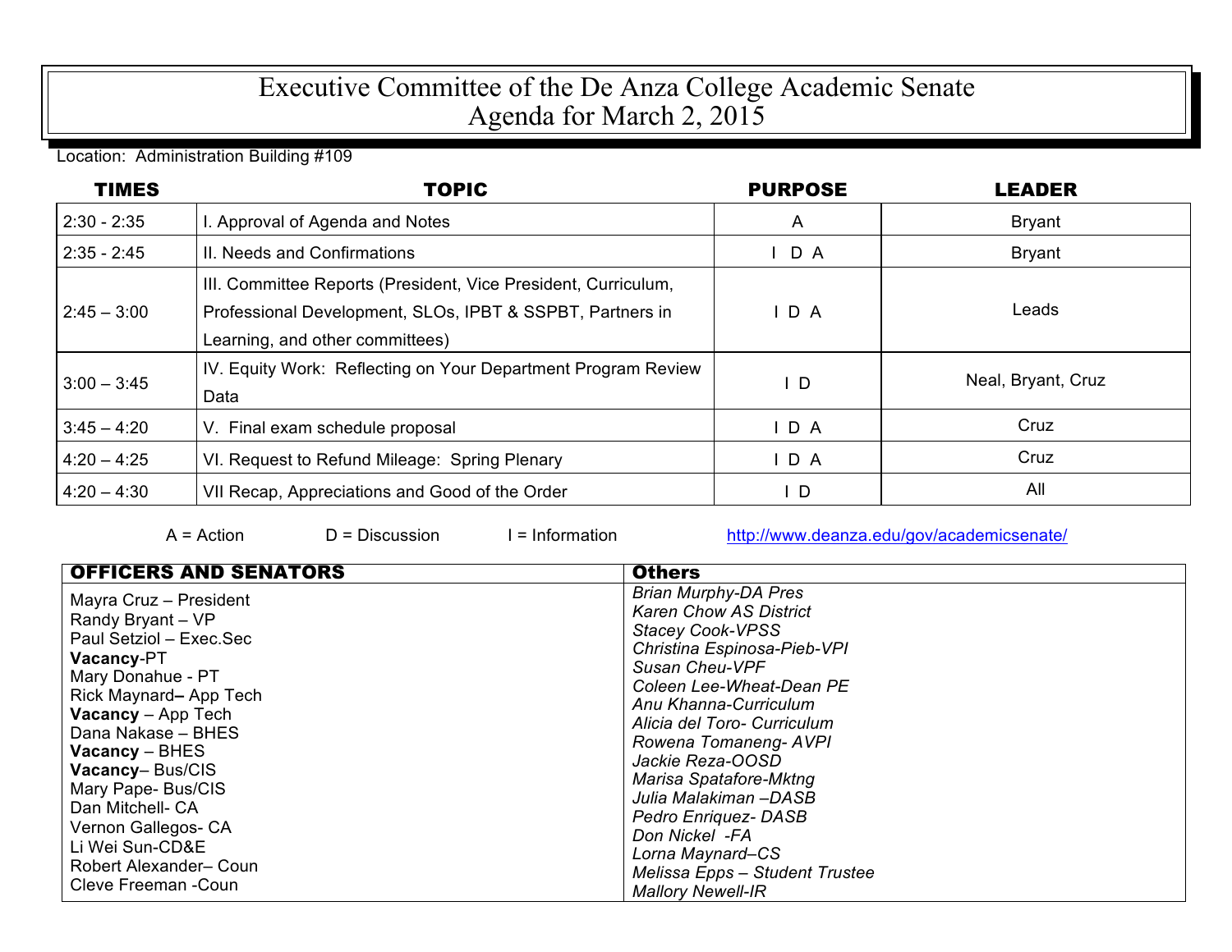# Executive Committee of the De Anza College Academic Senate
## Agenda for March 2, 2015

Location: Administration Building #109

| TIMES | TOPIC | PURPOSE | LEADER |
|---|---|---|---|
| 2:30 - 2:35 | I. Approval of Agenda and Notes | A | Bryant |
| 2:35 - 2:45 | II. Needs and Confirmations | I D A | Bryant |
| 2:45 – 3:00 | III. Committee Reports (President, Vice President, Curriculum, Professional Development, SLOs, IPBT & SSPBT, Partners in Learning, and other committees) | I D A | Leads |
| 3:00 – 3:45 | IV. Equity Work: Reflecting on Your Department Program Review Data | I D | Neal, Bryant, Cruz |
| 3:45 – 4:20 | V. Final exam schedule proposal | I D A | Cruz |
| 4:20 – 4:25 | VI. Request to Refund Mileage: Spring Plenary | I D A | Cruz |
| 4:20 – 4:30 | VII Recap, Appreciations and Good of the Order | I D | All |

A = Action D = Discussion I = Information http://www.deanza.edu/gov/academicsenate/

| OFFICERS AND SENATORS | Others |
|---|---|
| Mayra Cruz – President<br>Randy Bryant – VP<br>Paul Setziol – Exec.Sec<br>**Vacancy**-PT<br>Mary Donahue - PT<br>Rick Maynard**–** App Tech<br>**Vacancy** – App Tech<br>Dana Nakase – BHES<br>**Vacancy** – BHES<br>**Vacancy**– Bus/CIS<br>Mary Pape- Bus/CIS<br>Dan Mitchell- CA<br>Vernon Gallegos- CA<br>Li Wei Sun-CD&E<br>Robert Alexander– Coun<br>Cleve Freeman -Coun | *Brian Murphy-DA Pres*<br>*Karen Chow AS District*<br>*Stacey Cook-VPSS*<br>*Christina Espinosa-Pieb-VPI*<br>*Susan Cheu-VPF*<br>*Coleen Lee-Wheat-Dean PE*<br>*Anu Khanna-Curriculum*<br>*Alicia del Toro- Curriculum*<br>*Rowena Tomaneng- AVPI*<br>*Jackie Reza-OOSD*<br>*Marisa Spatafore-Mktng*<br>*Julia Malakiman –DASB*<br>*Pedro Enriquez- DASB*<br>*Don Nickel -FA*<br>*Lorna Maynard–CS*<br>*Melissa Epps – Student Trustee*<br>*Mallory Newell-IR* |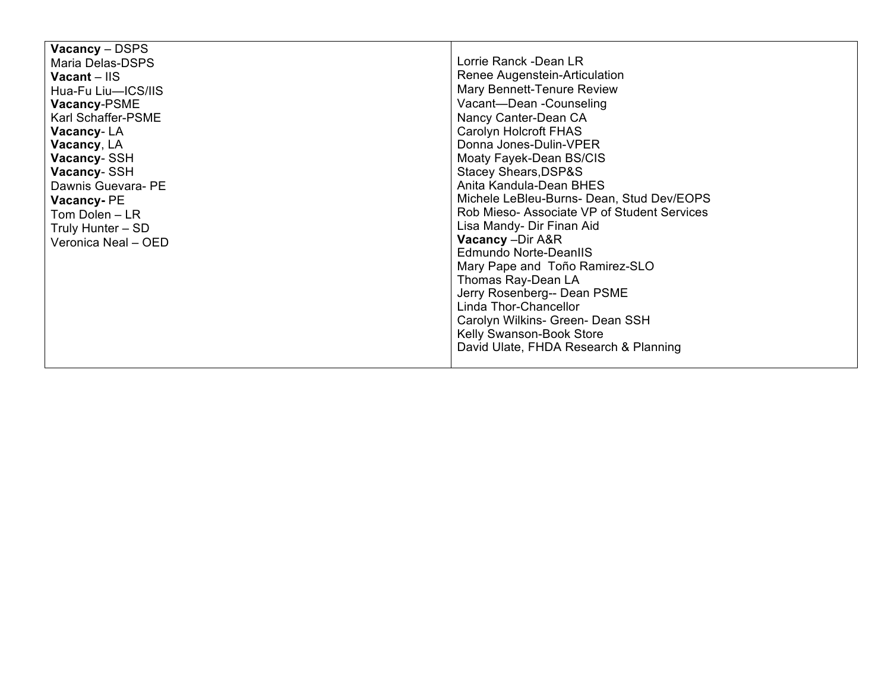| | |
|---|---|
| **Vacancy** – DSPS<br>Maria Delas-DSPS<br>**Vacant** – IIS<br>Hua-Fu Liu—ICS/IIS<br>**Vacancy**-PSME<br>Karl Schaffer-PSME<br>**Vacancy**- LA<br>**Vacancy**, LA<br>**Vacancy**- SSH<br>**Vacancy**- SSH<br>Dawnis Guevara- PE<br>**Vacancy-** PE<br>Tom Dolen – LR<br>Truly Hunter – SD<br>Veronica Neal – OED | Lorrie Ranck -Dean LR<br>Renee Augenstein-Articulation<br>Mary Bennett-Tenure Review<br>Vacant—Dean -Counseling<br>Nancy Canter-Dean CA<br>Carolyn Holcroft FHAS<br>Donna Jones-Dulin-VPER<br>Moaty Fayek-Dean BS/CIS<br>Stacey Shears,DSP&S<br>Anita Kandula-Dean BHES<br>Michele LeBleu-Burns- Dean, Stud Dev/EOPS<br>Rob Mieso- Associate VP of Student Services<br>Lisa Mandy- Dir Finan Aid<br>**Vacancy** –Dir A&R<br>Edmundo Norte-DeanIIS<br>Mary Pape and Toño Ramirez-SLO<br>Thomas Ray-Dean LA<br>Jerry Rosenberg-- Dean PSME<br>Linda Thor-Chancellor<br>Carolyn Wilkins- Green- Dean SSH<br>Kelly Swanson-Book Store<br>David Ulate, FHDA Research & Planning |